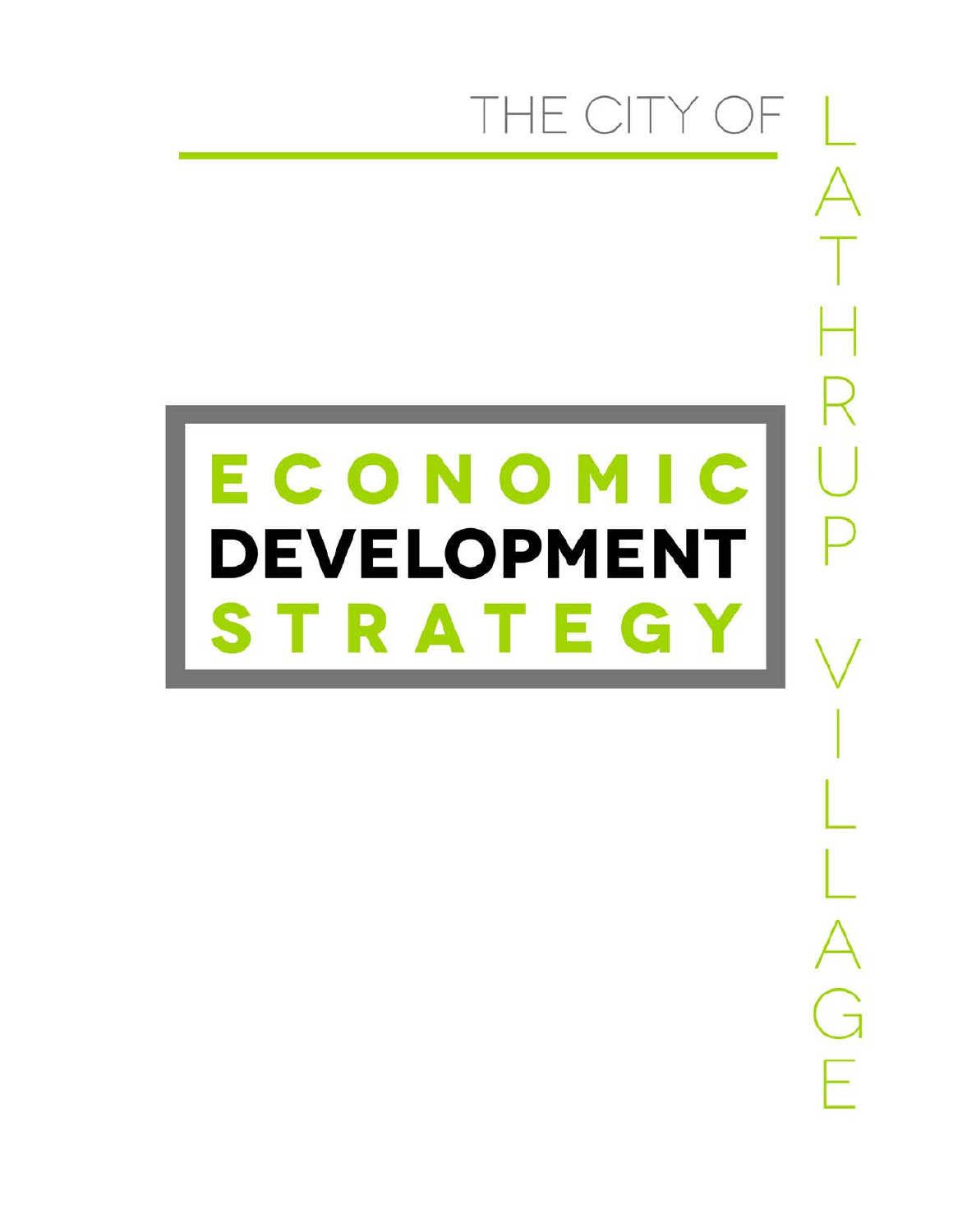THE CITY OF LATHRUP VILLAGE

# ECONOMIC DEVELOPMENT STRATEGY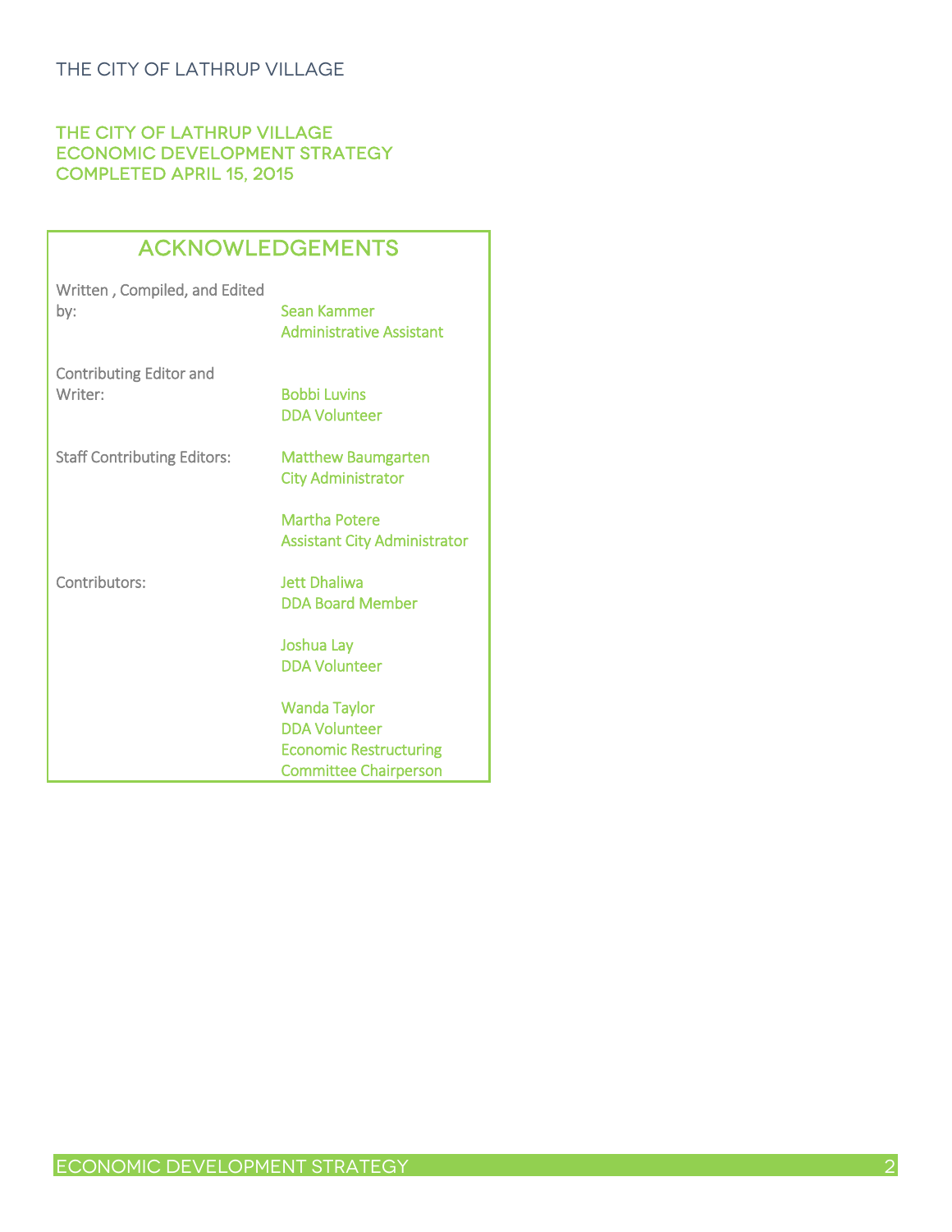THE CITY OF LATHRUP VILLAGE
ECONOMIC DEVELOPMENT STRATEGY
COMPLETED APRIL 15, 2015

## ACKNOWLEDGEMENTS

| | |
|---|---|
| Written , Compiled, and Edited by: | Sean Kammer<br>Administrative Assistant |
| Contributing Editor and Writer: | Bobbi Luvins<br>DDA Volunteer |
| Staff Contributing Editors: | Matthew Baumgarten<br>City Administrator |
| | Martha Potere<br>Assistant City Administrator |
| Contributors: | Jett Dhaliwa<br>DDA Board Member |
| | Joshua Lay<br>DDA Volunteer |
| | Wanda Taylor<br>DDA Volunteer<br>Economic Restructuring Committee Chairperson |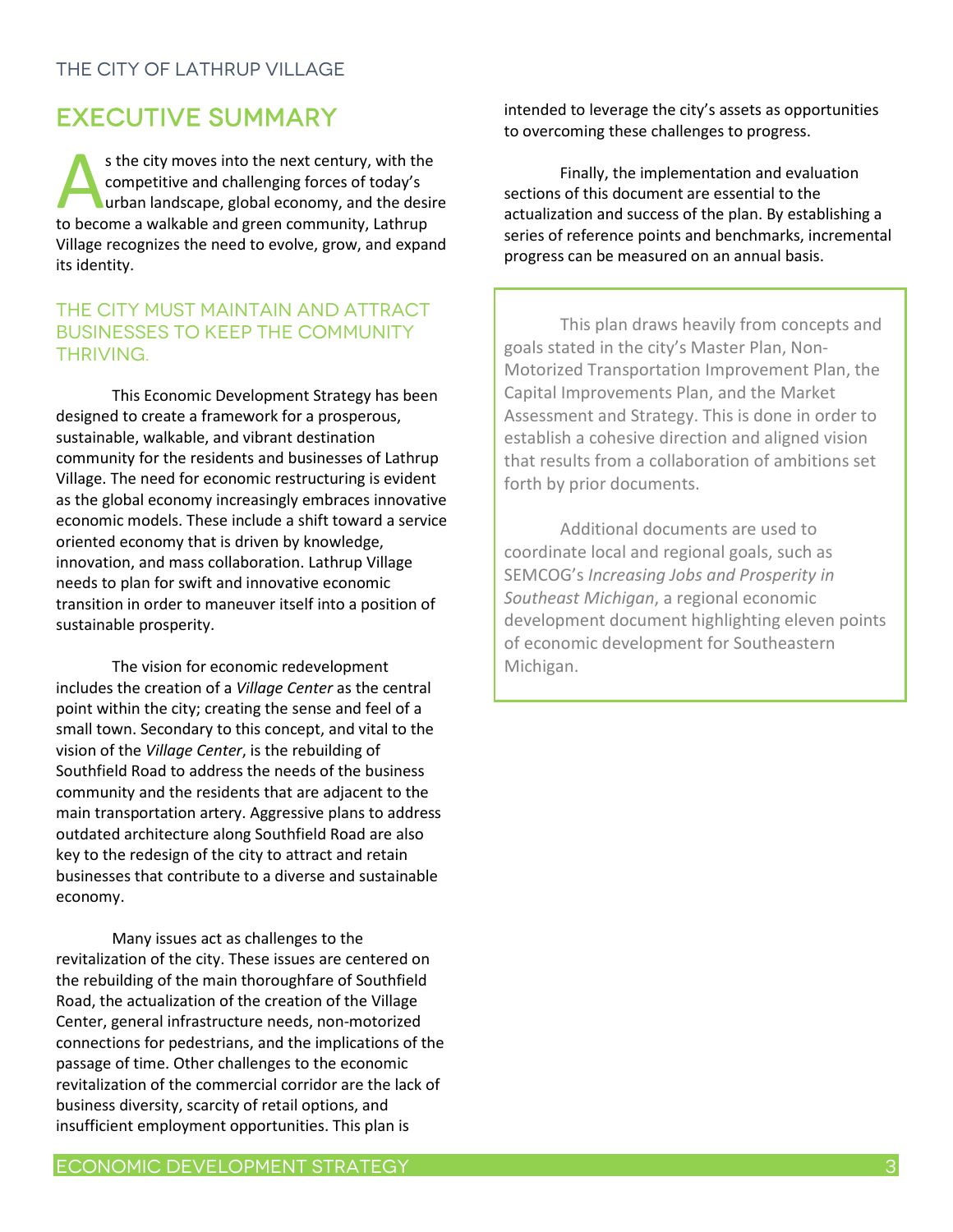# EXECUTIVE SUMMARY

As the city moves into the next century, with the competitive and challenging forces of today's urban landscape, global economy, and the desire to become a walkable and green community, Lathrup Village recognizes the need to evolve, grow, and expand its identity.

## THE CITY MUST MAINTAIN AND ATTRACT BUSINESSES TO KEEP THE COMMUNITY THRIVING.

This Economic Development Strategy has been designed to create a framework for a prosperous, sustainable, walkable, and vibrant destination community for the residents and businesses of Lathrup Village. The need for economic restructuring is evident as the global economy increasingly embraces innovative economic models. These include a shift toward a service oriented economy that is driven by knowledge, innovation, and mass collaboration. Lathrup Village needs to plan for swift and innovative economic transition in order to maneuver itself into a position of sustainable prosperity.

The vision for economic redevelopment includes the creation of a *Village Center* as the central point within the city; creating the sense and feel of a small town. Secondary to this concept, and vital to the vision of the *Village Center*, is the rebuilding of Southfield Road to address the needs of the business community and the residents that are adjacent to the main transportation artery. Aggressive plans to address outdated architecture along Southfield Road are also key to the redesign of the city to attract and retain businesses that contribute to a diverse and sustainable economy.

Many issues act as challenges to the revitalization of the city. These issues are centered on the rebuilding of the main thoroughfare of Southfield Road, the actualization of the creation of the Village Center, general infrastructure needs, non-motorized connections for pedestrians, and the implications of the passage of time. Other challenges to the economic revitalization of the commercial corridor are the lack of business diversity, scarcity of retail options, and insufficient employment opportunities. This plan is intended to leverage the city's assets as opportunities to overcoming these challenges to progress.

Finally, the implementation and evaluation sections of this document are essential to the actualization and success of the plan. By establishing a series of reference points and benchmarks, incremental progress can be measured on an annual basis.

> This plan draws heavily from concepts and goals stated in the city's Master Plan, Non-Motorized Transportation Improvement Plan, the Capital Improvements Plan, and the Market Assessment and Strategy. This is done in order to establish a cohesive direction and aligned vision that results from a collaboration of ambitions set forth by prior documents.
>
> Additional documents are used to coordinate local and regional goals, such as SEMCOG's *Increasing Jobs and Prosperity in Southeast Michigan*, a regional economic development document highlighting eleven points of economic development for Southeastern Michigan.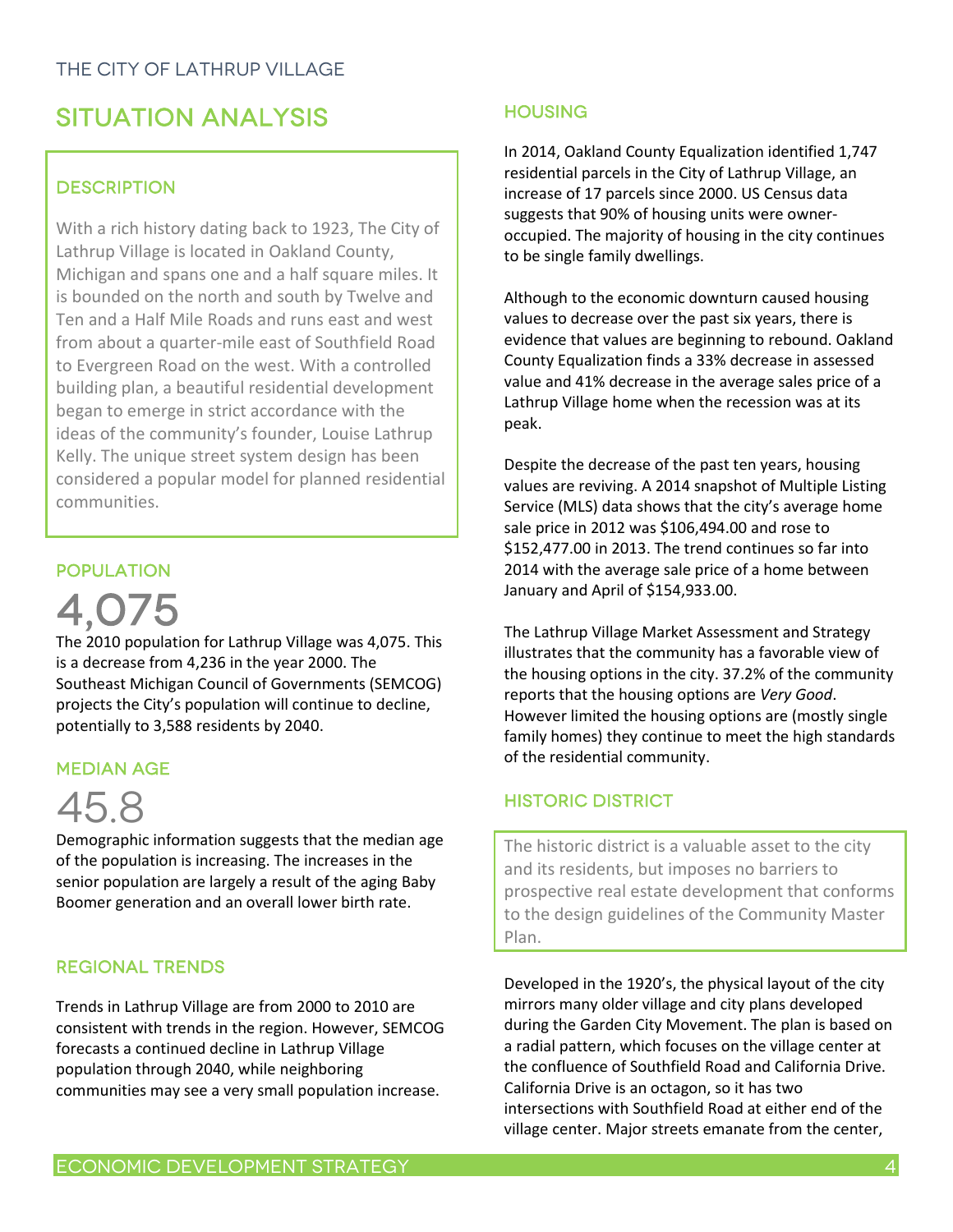# SITUATION ANALYSIS

## DESCRIPTION

With a rich history dating back to 1923, The City of Lathrup Village is located in Oakland County, Michigan and spans one and a half square miles. It is bounded on the north and south by Twelve and Ten and a Half Mile Roads and runs east and west from about a quarter-mile east of Southfield Road to Evergreen Road on the west. With a controlled building plan, a beautiful residential development began to emerge in strict accordance with the ideas of the community's founder, Louise Lathrup Kelly. The unique street system design has been considered a popular model for planned residential communities.

## POPULATION

4,075

The 2010 population for Lathrup Village was 4,075. This is a decrease from 4,236 in the year 2000. The Southeast Michigan Council of Governments (SEMCOG) projects the City's population will continue to decline, potentially to 3,588 residents by 2040.

## MEDIAN AGE

45.8

Demographic information suggests that the median age of the population is increasing. The increases in the senior population are largely a result of the aging Baby Boomer generation and an overall lower birth rate.

## REGIONAL TRENDS

Trends in Lathrup Village are from 2000 to 2010 are consistent with trends in the region. However, SEMCOG forecasts a continued decline in Lathrup Village population through 2040, while neighboring communities may see a very small population increase.

## HOUSING

In 2014, Oakland County Equalization identified 1,747 residential parcels in the City of Lathrup Village, an increase of 17 parcels since 2000. US Census data suggests that 90% of housing units were owner-occupied. The majority of housing in the city continues to be single family dwellings.

Although to the economic downturn caused housing values to decrease over the past six years, there is evidence that values are beginning to rebound. Oakland County Equalization finds a 33% decrease in assessed value and 41% decrease in the average sales price of a Lathrup Village home when the recession was at its peak.

Despite the decrease of the past ten years, housing values are reviving. A 2014 snapshot of Multiple Listing Service (MLS) data shows that the city's average home sale price in 2012 was $106,494.00 and rose to $152,477.00 in 2013. The trend continues so far into 2014 with the average sale price of a home between January and April of $154,933.00.

The Lathrup Village Market Assessment and Strategy illustrates that the community has a favorable view of the housing options in the city. 37.2% of the community reports that the housing options are *Very Good*. However limited the housing options are (mostly single family homes) they continue to meet the high standards of the residential community.

## HISTORIC DISTRICT

The historic district is a valuable asset to the city and its residents, but imposes no barriers to prospective real estate development that conforms to the design guidelines of the Community Master Plan.

Developed in the 1920's, the physical layout of the city mirrors many older village and city plans developed during the Garden City Movement. The plan is based on a radial pattern, which focuses on the village center at the confluence of Southfield Road and California Drive. California Drive is an octagon, so it has two intersections with Southfield Road at either end of the village center. Major streets emanate from the center,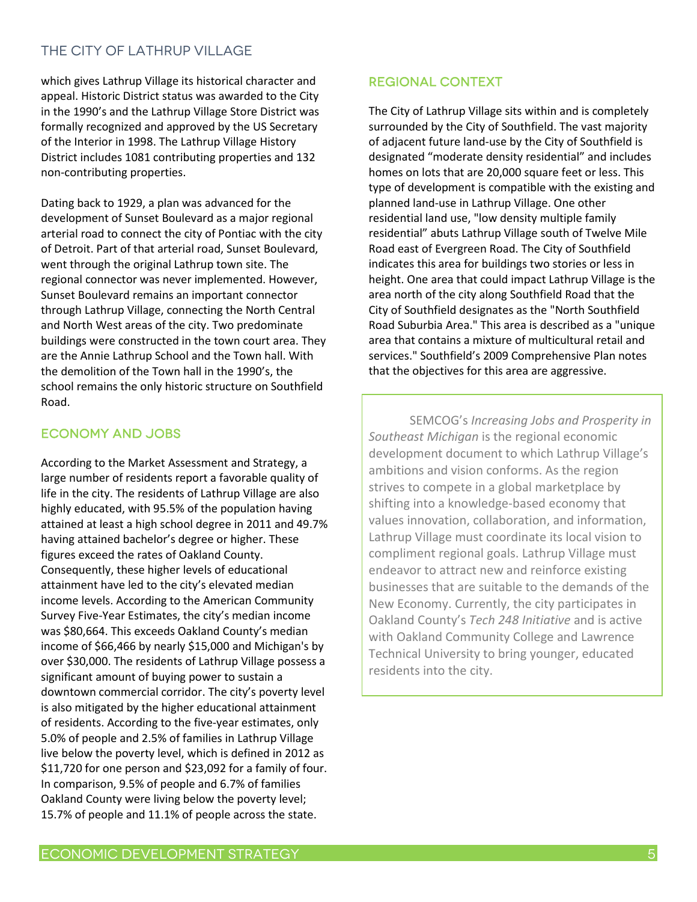which gives Lathrup Village its historical character and appeal. Historic District status was awarded to the City in the 1990's and the Lathrup Village Store District was formally recognized and approved by the US Secretary of the Interior in 1998. The Lathrup Village History District includes 1081 contributing properties and 132 non-contributing properties.

Dating back to 1929, a plan was advanced for the development of Sunset Boulevard as a major regional arterial road to connect the city of Pontiac with the city of Detroit. Part of that arterial road, Sunset Boulevard, went through the original Lathrup town site. The regional connector was never implemented. However, Sunset Boulevard remains an important connector through Lathrup Village, connecting the North Central and North West areas of the city. Two predominate buildings were constructed in the town court area. They are the Annie Lathrup School and the Town hall. With the demolition of the Town hall in the 1990's, the school remains the only historic structure on Southfield Road.

## ECONOMY AND JOBS

According to the Market Assessment and Strategy, a large number of residents report a favorable quality of life in the city. The residents of Lathrup Village are also highly educated, with 95.5% of the population having attained at least a high school degree in 2011 and 49.7% having attained bachelor's degree or higher. These figures exceed the rates of Oakland County. Consequently, these higher levels of educational attainment have led to the city's elevated median income levels. According to the American Community Survey Five-Year Estimates, the city's median income was $80,664. This exceeds Oakland County's median income of $66,466 by nearly $15,000 and Michigan's by over $30,000. The residents of Lathrup Village possess a significant amount of buying power to sustain a downtown commercial corridor. The city's poverty level is also mitigated by the higher educational attainment of residents. According to the five-year estimates, only 5.0% of people and 2.5% of families in Lathrup Village live below the poverty level, which is defined in 2012 as $11,720 for one person and $23,092 for a family of four. In comparison, 9.5% of people and 6.7% of families Oakland County were living below the poverty level; 15.7% of people and 11.1% of people across the state.

## REGIONAL CONTEXT

The City of Lathrup Village sits within and is completely surrounded by the City of Southfield. The vast majority of adjacent future land-use by the City of Southfield is designated "moderate density residential" and includes homes on lots that are 20,000 square feet or less. This type of development is compatible with the existing and planned land-use in Lathrup Village. One other residential land use, "low density multiple family residential" abuts Lathrup Village south of Twelve Mile Road east of Evergreen Road. The City of Southfield indicates this area for buildings two stories or less in height. One area that could impact Lathrup Village is the area north of the city along Southfield Road that the City of Southfield designates as the "North Southfield Road Suburbia Area." This area is described as a "unique area that contains a mixture of multicultural retail and services." Southfield's 2009 Comprehensive Plan notes that the objectives for this area are aggressive.

SEMCOG's *Increasing Jobs and Prosperity in Southeast Michigan* is the regional economic development document to which Lathrup Village's ambitions and vision conforms. As the region strives to compete in a global marketplace by shifting into a knowledge-based economy that values innovation, collaboration, and information, Lathrup Village must coordinate its local vision to compliment regional goals. Lathrup Village must endeavor to attract new and reinforce existing businesses that are suitable to the demands of the New Economy. Currently, the city participates in Oakland County's *Tech 248 Initiative* and is active with Oakland Community College and Lawrence Technical University to bring younger, educated residents into the city.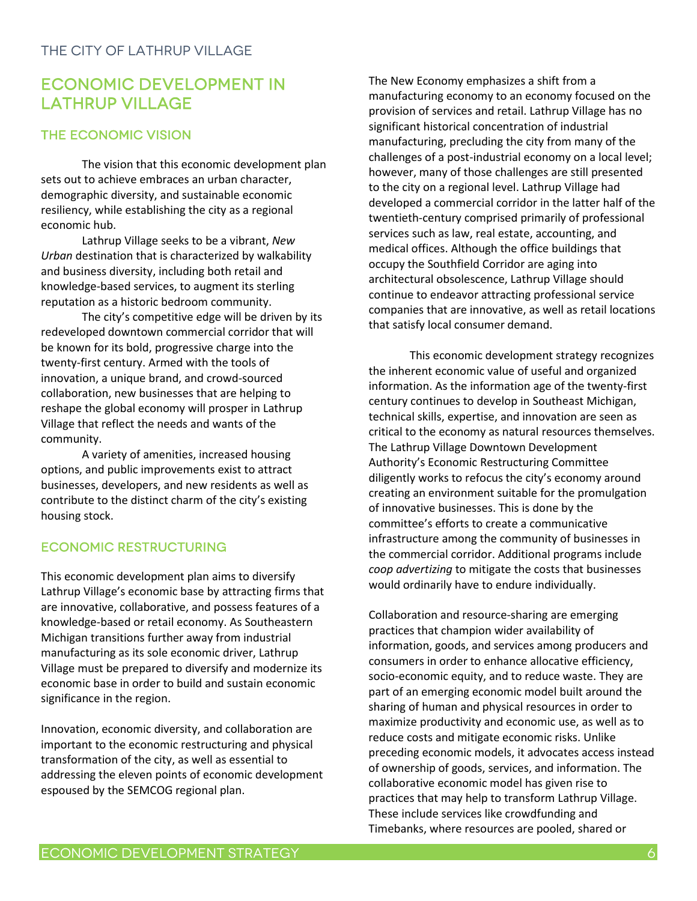# ECONOMIC DEVELOPMENT IN LATHRUP VILLAGE

## THE ECONOMIC VISION

The vision that this economic development plan sets out to achieve embraces an urban character, demographic diversity, and sustainable economic resiliency, while establishing the city as a regional economic hub.

Lathrup Village seeks to be a vibrant, *New Urban* destination that is characterized by walkability and business diversity, including both retail and knowledge-based services, to augment its sterling reputation as a historic bedroom community.

The city's competitive edge will be driven by its redeveloped downtown commercial corridor that will be known for its bold, progressive charge into the twenty-first century. Armed with the tools of innovation, a unique brand, and crowd-sourced collaboration, new businesses that are helping to reshape the global economy will prosper in Lathrup Village that reflect the needs and wants of the community.

A variety of amenities, increased housing options, and public improvements exist to attract businesses, developers, and new residents as well as contribute to the distinct charm of the city's existing housing stock.

## ECONOMIC RESTRUCTURING

This economic development plan aims to diversify Lathrup Village's economic base by attracting firms that are innovative, collaborative, and possess features of a knowledge-based or retail economy. As Southeastern Michigan transitions further away from industrial manufacturing as its sole economic driver, Lathrup Village must be prepared to diversify and modernize its economic base in order to build and sustain economic significance in the region.

Innovation, economic diversity, and collaboration are important to the economic restructuring and physical transformation of the city, as well as essential to addressing the eleven points of economic development espoused by the SEMCOG regional plan.

The New Economy emphasizes a shift from a manufacturing economy to an economy focused on the provision of services and retail. Lathrup Village has no significant historical concentration of industrial manufacturing, precluding the city from many of the challenges of a post-industrial economy on a local level; however, many of those challenges are still presented to the city on a regional level. Lathrup Village had developed a commercial corridor in the latter half of the twentieth-century comprised primarily of professional services such as law, real estate, accounting, and medical offices. Although the office buildings that occupy the Southfield Corridor are aging into architectural obsolescence, Lathrup Village should continue to endeavor attracting professional service companies that are innovative, as well as retail locations that satisfy local consumer demand.

This economic development strategy recognizes the inherent economic value of useful and organized information. As the information age of the twenty-first century continues to develop in Southeast Michigan, technical skills, expertise, and innovation are seen as critical to the economy as natural resources themselves. The Lathrup Village Downtown Development Authority's Economic Restructuring Committee diligently works to refocus the city's economy around creating an environment suitable for the promulgation of innovative businesses. This is done by the committee's efforts to create a communicative infrastructure among the community of businesses in the commercial corridor. Additional programs include *coop advertizing* to mitigate the costs that businesses would ordinarily have to endure individually.

Collaboration and resource-sharing are emerging practices that champion wider availability of information, goods, and services among producers and consumers in order to enhance allocative efficiency, socio-economic equity, and to reduce waste. They are part of an emerging economic model built around the sharing of human and physical resources in order to maximize productivity and economic use, as well as to reduce costs and mitigate economic risks. Unlike preceding economic models, it advocates access instead of ownership of goods, services, and information. The collaborative economic model has given rise to practices that may help to transform Lathrup Village. These include services like crowdfunding and Timebanks, where resources are pooled, shared or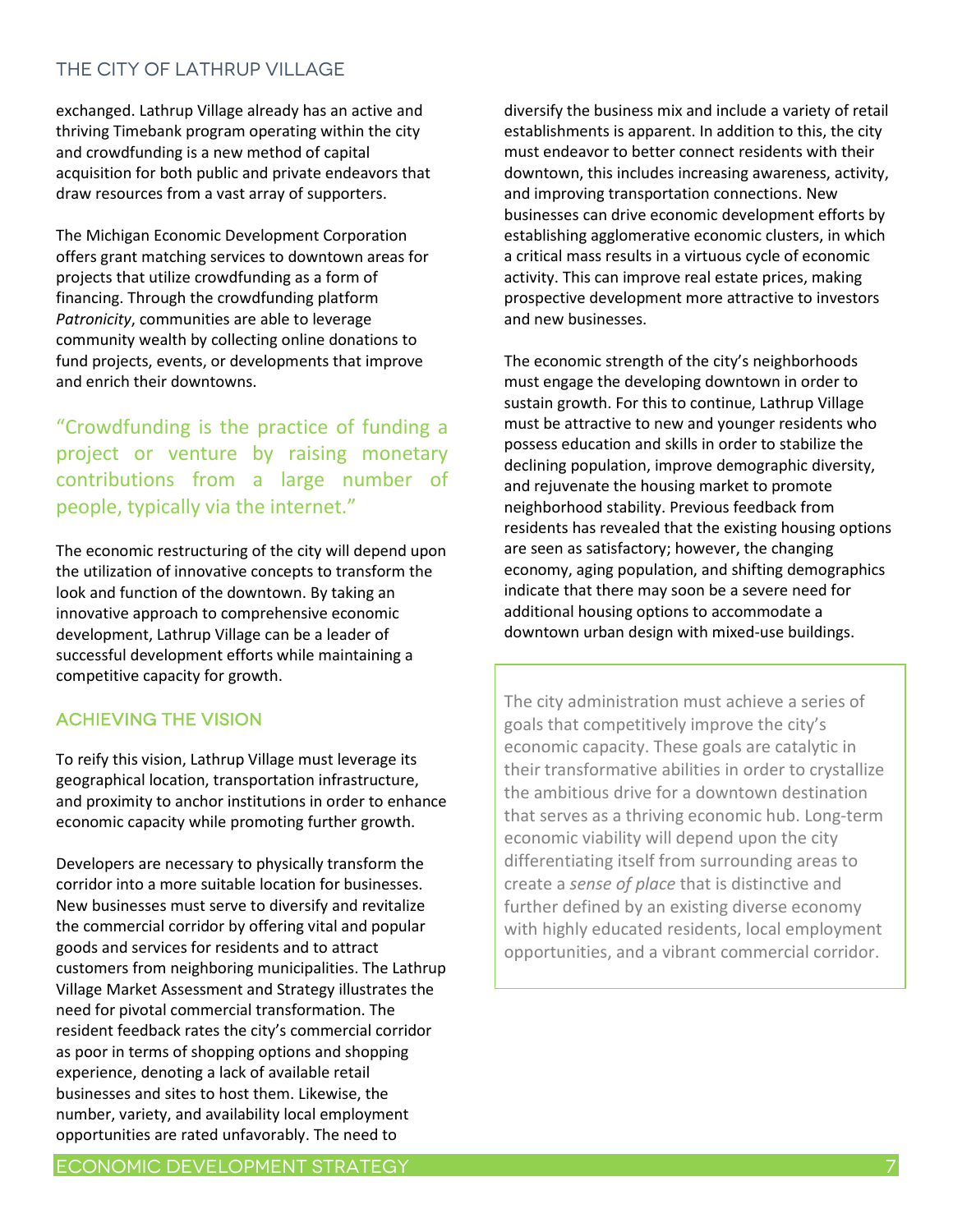exchanged. Lathrup Village already has an active and thriving Timebank program operating within the city and crowdfunding is a new method of capital acquisition for both public and private endeavors that draw resources from a vast array of supporters.

The Michigan Economic Development Corporation offers grant matching services to downtown areas for projects that utilize crowdfunding as a form of financing. Through the crowdfunding platform *Patronicity*, communities are able to leverage community wealth by collecting online donations to fund projects, events, or developments that improve and enrich their downtowns.

> "Crowdfunding is the practice of funding a project or venture by raising monetary contributions from a large number of people, typically via the internet."

The economic restructuring of the city will depend upon the utilization of innovative concepts to transform the look and function of the downtown. By taking an innovative approach to comprehensive economic development, Lathrup Village can be a leader of successful development efforts while maintaining a competitive capacity for growth.

## ACHIEVING THE VISION

To reify this vision, Lathrup Village must leverage its geographical location, transportation infrastructure, and proximity to anchor institutions in order to enhance economic capacity while promoting further growth.

Developers are necessary to physically transform the corridor into a more suitable location for businesses. New businesses must serve to diversify and revitalize the commercial corridor by offering vital and popular goods and services for residents and to attract customers from neighboring municipalities. The Lathrup Village Market Assessment and Strategy illustrates the need for pivotal commercial transformation. The resident feedback rates the city's commercial corridor as poor in terms of shopping options and shopping experience, denoting a lack of available retail businesses and sites to host them. Likewise, the number, variety, and availability local employment opportunities are rated unfavorably. The need to diversify the business mix and include a variety of retail establishments is apparent. In addition to this, the city must endeavor to better connect residents with their downtown, this includes increasing awareness, activity, and improving transportation connections. New businesses can drive economic development efforts by establishing agglomerative economic clusters, in which a critical mass results in a virtuous cycle of economic activity. This can improve real estate prices, making prospective development more attractive to investors and new businesses.

The economic strength of the city's neighborhoods must engage the developing downtown in order to sustain growth. For this to continue, Lathrup Village must be attractive to new and younger residents who possess education and skills in order to stabilize the declining population, improve demographic diversity, and rejuvenate the housing market to promote neighborhood stability. Previous feedback from residents has revealed that the existing housing options are seen as satisfactory; however, the changing economy, aging population, and shifting demographics indicate that there may soon be a severe need for additional housing options to accommodate a downtown urban design with mixed-use buildings.

> The city administration must achieve a series of goals that competitively improve the city's economic capacity. These goals are catalytic in their transformative abilities in order to crystallize the ambitious drive for a downtown destination that serves as a thriving economic hub. Long-term economic viability will depend upon the city differentiating itself from surrounding areas to create a *sense of place* that is distinctive and further defined by an existing diverse economy with highly educated residents, local employment opportunities, and a vibrant commercial corridor.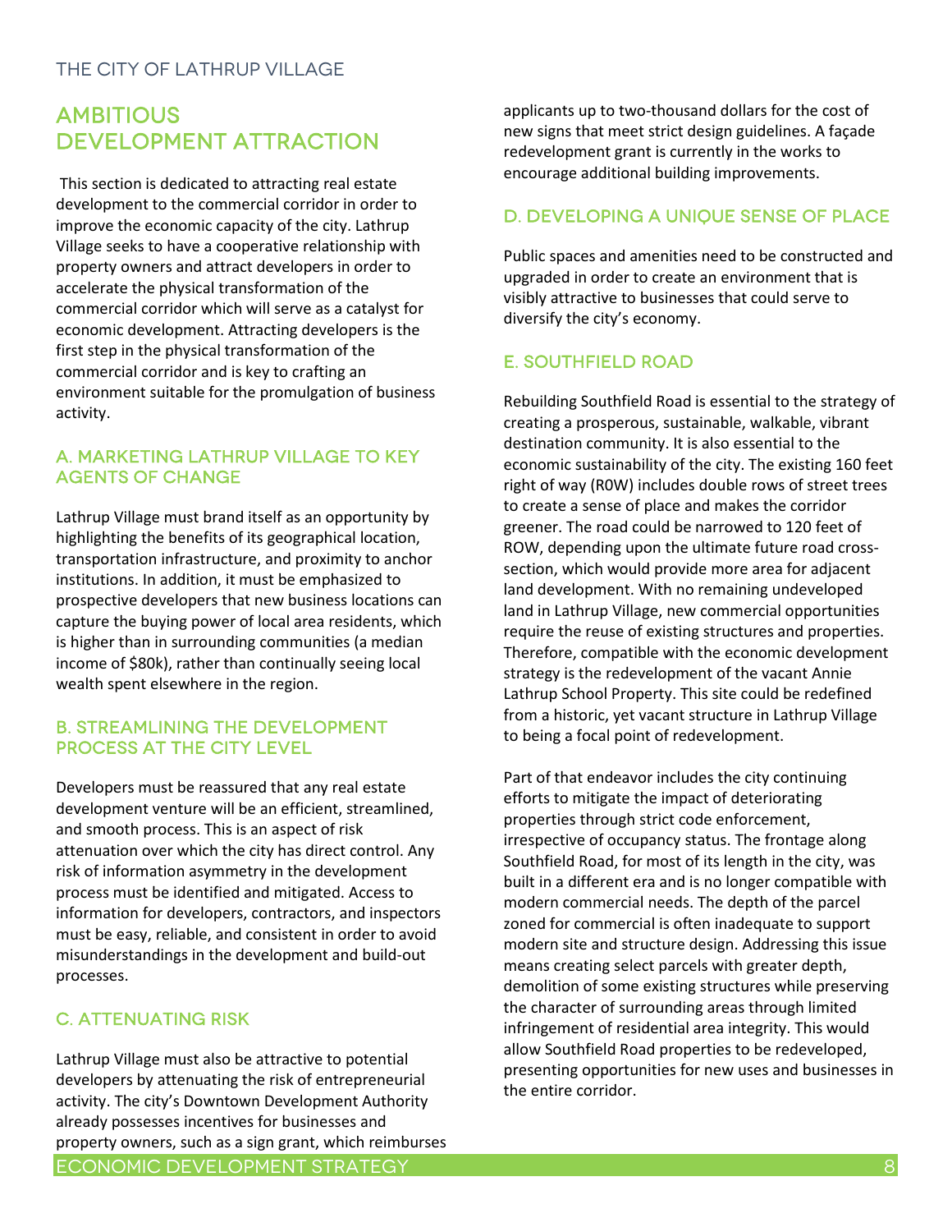## AMBITIOUS DEVELOPMENT ATTRACTION

This section is dedicated to attracting real estate development to the commercial corridor in order to improve the economic capacity of the city. Lathrup Village seeks to have a cooperative relationship with property owners and attract developers in order to accelerate the physical transformation of the commercial corridor which will serve as a catalyst for economic development. Attracting developers is the first step in the physical transformation of the commercial corridor and is key to crafting an environment suitable for the promulgation of business activity.

### A. MARKETING LATHRUP VILLAGE TO KEY AGENTS OF CHANGE

Lathrup Village must brand itself as an opportunity by highlighting the benefits of its geographical location, transportation infrastructure, and proximity to anchor institutions. In addition, it must be emphasized to prospective developers that new business locations can capture the buying power of local area residents, which is higher than in surrounding communities (a median income of $80k), rather than continually seeing local wealth spent elsewhere in the region.

### B. STREAMLINING THE DEVELOPMENT PROCESS AT THE CITY LEVEL

Developers must be reassured that any real estate development venture will be an efficient, streamlined, and smooth process. This is an aspect of risk attenuation over which the city has direct control. Any risk of information asymmetry in the development process must be identified and mitigated. Access to information for developers, contractors, and inspectors must be easy, reliable, and consistent in order to avoid misunderstandings in the development and build-out processes.

### C. ATTENUATING RISK

Lathrup Village must also be attractive to potential developers by attenuating the risk of entrepreneurial activity. The city's Downtown Development Authority already possesses incentives for businesses and property owners, such as a sign grant, which reimburses applicants up to two-thousand dollars for the cost of new signs that meet strict design guidelines. A façade redevelopment grant is currently in the works to encourage additional building improvements.

### D. DEVELOPING A UNIQUE SENSE OF PLACE

Public spaces and amenities need to be constructed and upgraded in order to create an environment that is visibly attractive to businesses that could serve to diversify the city's economy.

### E. SOUTHFIELD ROAD

Rebuilding Southfield Road is essential to the strategy of creating a prosperous, sustainable, walkable, vibrant destination community. It is also essential to the economic sustainability of the city. The existing 160 feet right of way (R0W) includes double rows of street trees to create a sense of place and makes the corridor greener. The road could be narrowed to 120 feet of ROW, depending upon the ultimate future road cross-section, which would provide more area for adjacent land development. With no remaining undeveloped land in Lathrup Village, new commercial opportunities require the reuse of existing structures and properties. Therefore, compatible with the economic development strategy is the redevelopment of the vacant Annie Lathrup School Property. This site could be redefined from a historic, yet vacant structure in Lathrup Village to being a focal point of redevelopment.

Part of that endeavor includes the city continuing efforts to mitigate the impact of deteriorating properties through strict code enforcement, irrespective of occupancy status. The frontage along Southfield Road, for most of its length in the city, was built in a different era and is no longer compatible with modern commercial needs. The depth of the parcel zoned for commercial is often inadequate to support modern site and structure design. Addressing this issue means creating select parcels with greater depth, demolition of some existing structures while preserving the character of surrounding areas through limited infringement of residential area integrity. This would allow Southfield Road properties to be redeveloped, presenting opportunities for new uses and businesses in the entire corridor.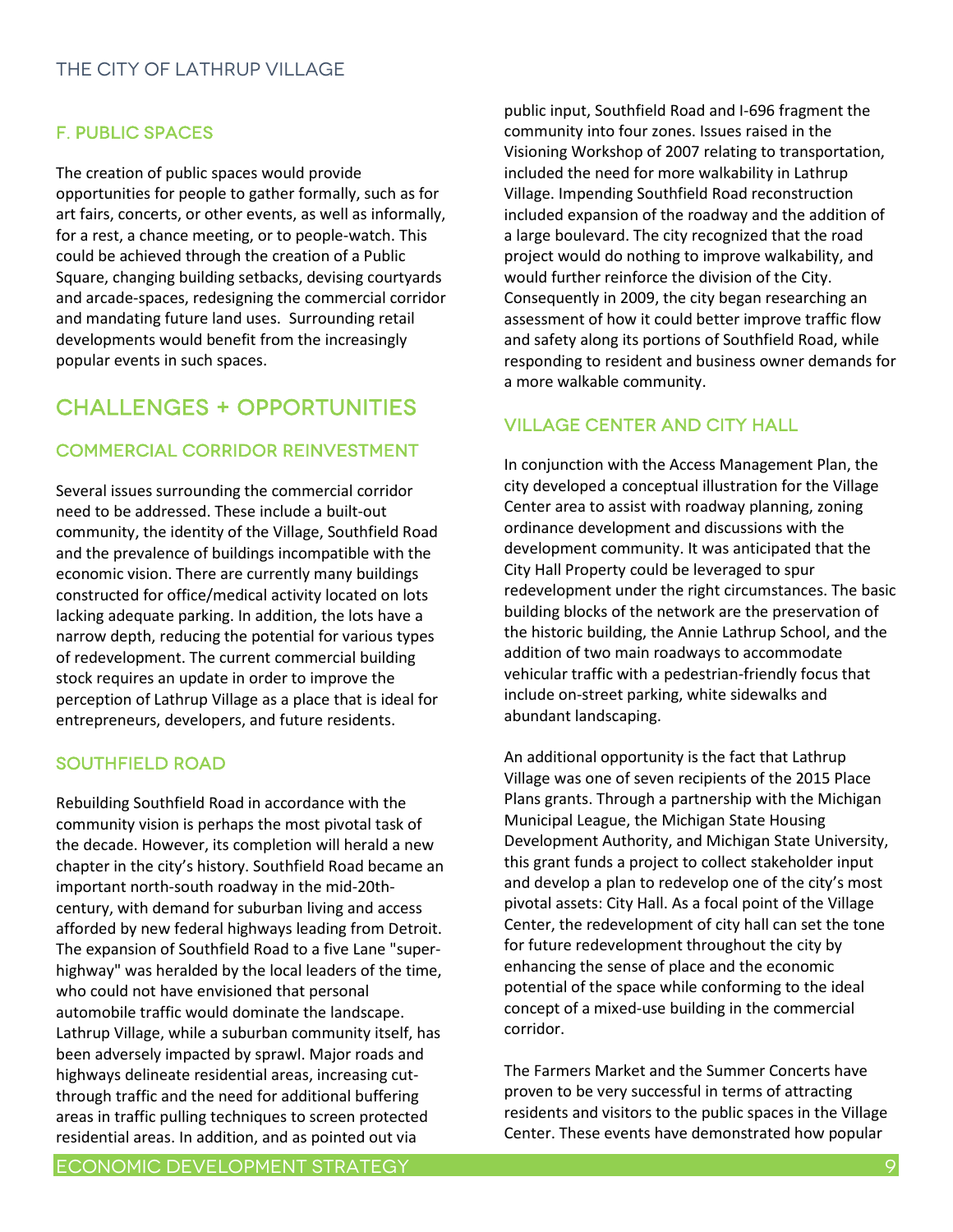### F. PUBLIC SPACES

The creation of public spaces would provide opportunities for people to gather formally, such as for art fairs, concerts, or other events, as well as informally, for a rest, a chance meeting, or to people-watch. This could be achieved through the creation of a Public Square, changing building setbacks, devising courtyards and arcade-spaces, redesigning the commercial corridor and mandating future land uses. Surrounding retail developments would benefit from the increasingly popular events in such spaces.

## CHALLENGES + OPPORTUNITIES

### COMMERCIAL CORRIDOR REINVESTMENT

Several issues surrounding the commercial corridor need to be addressed. These include a built-out community, the identity of the Village, Southfield Road and the prevalence of buildings incompatible with the economic vision. There are currently many buildings constructed for office/medical activity located on lots lacking adequate parking. In addition, the lots have a narrow depth, reducing the potential for various types of redevelopment. The current commercial building stock requires an update in order to improve the perception of Lathrup Village as a place that is ideal for entrepreneurs, developers, and future residents.

### SOUTHFIELD ROAD

Rebuilding Southfield Road in accordance with the community vision is perhaps the most pivotal task of the decade. However, its completion will herald a new chapter in the city's history. Southfield Road became an important north-south roadway in the mid-20th-century, with demand for suburban living and access afforded by new federal highways leading from Detroit. The expansion of Southfield Road to a five Lane "super-highway" was heralded by the local leaders of the time, who could not have envisioned that personal automobile traffic would dominate the landscape. Lathrup Village, while a suburban community itself, has been adversely impacted by sprawl. Major roads and highways delineate residential areas, increasing cut-through traffic and the need for additional buffering areas in traffic pulling techniques to screen protected residential areas. In addition, and as pointed out via public input, Southfield Road and I-696 fragment the community into four zones. Issues raised in the Visioning Workshop of 2007 relating to transportation, included the need for more walkability in Lathrup Village. Impending Southfield Road reconstruction included expansion of the roadway and the addition of a large boulevard. The city recognized that the road project would do nothing to improve walkability, and would further reinforce the division of the City. Consequently in 2009, the city began researching an assessment of how it could better improve traffic flow and safety along its portions of Southfield Road, while responding to resident and business owner demands for a more walkable community.

### VILLAGE CENTER AND CITY HALL

In conjunction with the Access Management Plan, the city developed a conceptual illustration for the Village Center area to assist with roadway planning, zoning ordinance development and discussions with the development community. It was anticipated that the City Hall Property could be leveraged to spur redevelopment under the right circumstances. The basic building blocks of the network are the preservation of the historic building, the Annie Lathrup School, and the addition of two main roadways to accommodate vehicular traffic with a pedestrian-friendly focus that include on-street parking, white sidewalks and abundant landscaping.

An additional opportunity is the fact that Lathrup Village was one of seven recipients of the 2015 Place Plans grants. Through a partnership with the Michigan Municipal League, the Michigan State Housing Development Authority, and Michigan State University, this grant funds a project to collect stakeholder input and develop a plan to redevelop one of the city's most pivotal assets: City Hall. As a focal point of the Village Center, the redevelopment of city hall can set the tone for future redevelopment throughout the city by enhancing the sense of place and the economic potential of the space while conforming to the ideal concept of a mixed-use building in the commercial corridor.

The Farmers Market and the Summer Concerts have proven to be very successful in terms of attracting residents and visitors to the public spaces in the Village Center. These events have demonstrated how popular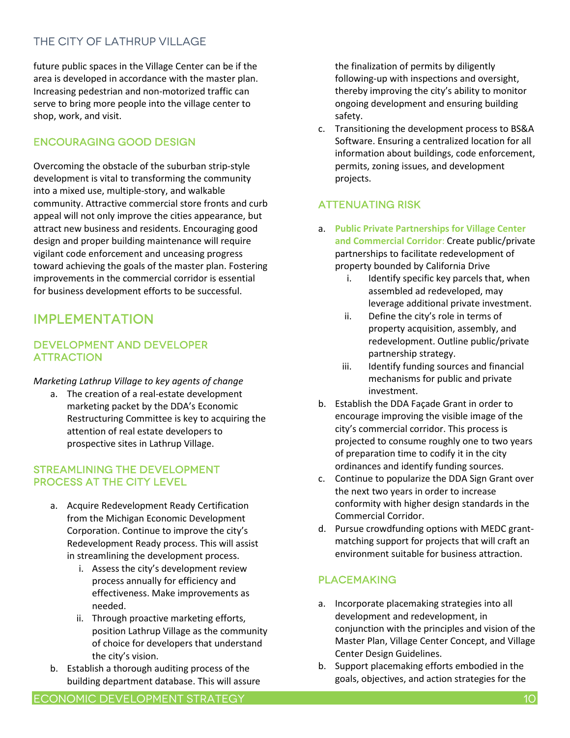future public spaces in the Village Center can be if the area is developed in accordance with the master plan. Increasing pedestrian and non-motorized traffic can serve to bring more people into the village center to shop, work, and visit.

### ENCOURAGING GOOD DESIGN

Overcoming the obstacle of the suburban strip-style development is vital to transforming the community into a mixed use, multiple-story, and walkable community. Attractive commercial store fronts and curb appeal will not only improve the cities appearance, but attract new business and residents. Encouraging good design and proper building maintenance will require vigilant code enforcement and unceasing progress toward achieving the goals of the master plan. Fostering improvements in the commercial corridor is essential for business development efforts to be successful.

## IMPLEMENTATION

### DEVELOPMENT AND DEVELOPER ATTRACTION

*Marketing Lathrup Village to key agents of change*

a. The creation of a real-estate development marketing packet by the DDA's Economic Restructuring Committee is key to acquiring the attention of real estate developers to prospective sites in Lathrup Village.

### STREAMLINING THE DEVELOPMENT PROCESS AT THE CITY LEVEL

a. Acquire Redevelopment Ready Certification from the Michigan Economic Development Corporation. Continue to improve the city's Redevelopment Ready process. This will assist in streamlining the development process.
   i. Assess the city's development review process annually for efficiency and effectiveness. Make improvements as needed.
   ii. Through proactive marketing efforts, position Lathrup Village as the community of choice for developers that understand the city's vision.
b. Establish a thorough auditing process of the building department database. This will assure the finalization of permits by diligently following-up with inspections and oversight, thereby improving the city's ability to monitor ongoing development and ensuring building safety.
c. Transitioning the development process to BS&A Software. Ensuring a centralized location for all information about buildings, code enforcement, permits, zoning issues, and development projects.

### ATTENUATING RISK

a. **Public Private Partnerships for Village Center and Commercial Corridor**: Create public/private partnerships to facilitate redevelopment of property bounded by California Drive
   i. Identify specific key parcels that, when assembled ad redeveloped, may leverage additional private investment.
   ii. Define the city's role in terms of property acquisition, assembly, and redevelopment. Outline public/private partnership strategy.
   iii. Identify funding sources and financial mechanisms for public and private investment.
b. Establish the DDA Façade Grant in order to encourage improving the visible image of the city's commercial corridor. This process is projected to consume roughly one to two years of preparation time to codify it in the city ordinances and identify funding sources.
c. Continue to popularize the DDA Sign Grant over the next two years in order to increase conformity with higher design standards in the Commercial Corridor.
d. Pursue crowdfunding options with MEDC grant-matching support for projects that will craft an environment suitable for business attraction.

### PLACEMAKING

a. Incorporate placemaking strategies into all development and redevelopment, in conjunction with the principles and vision of the Master Plan, Village Center Concept, and Village Center Design Guidelines.
b. Support placemaking efforts embodied in the goals, objectives, and action strategies for the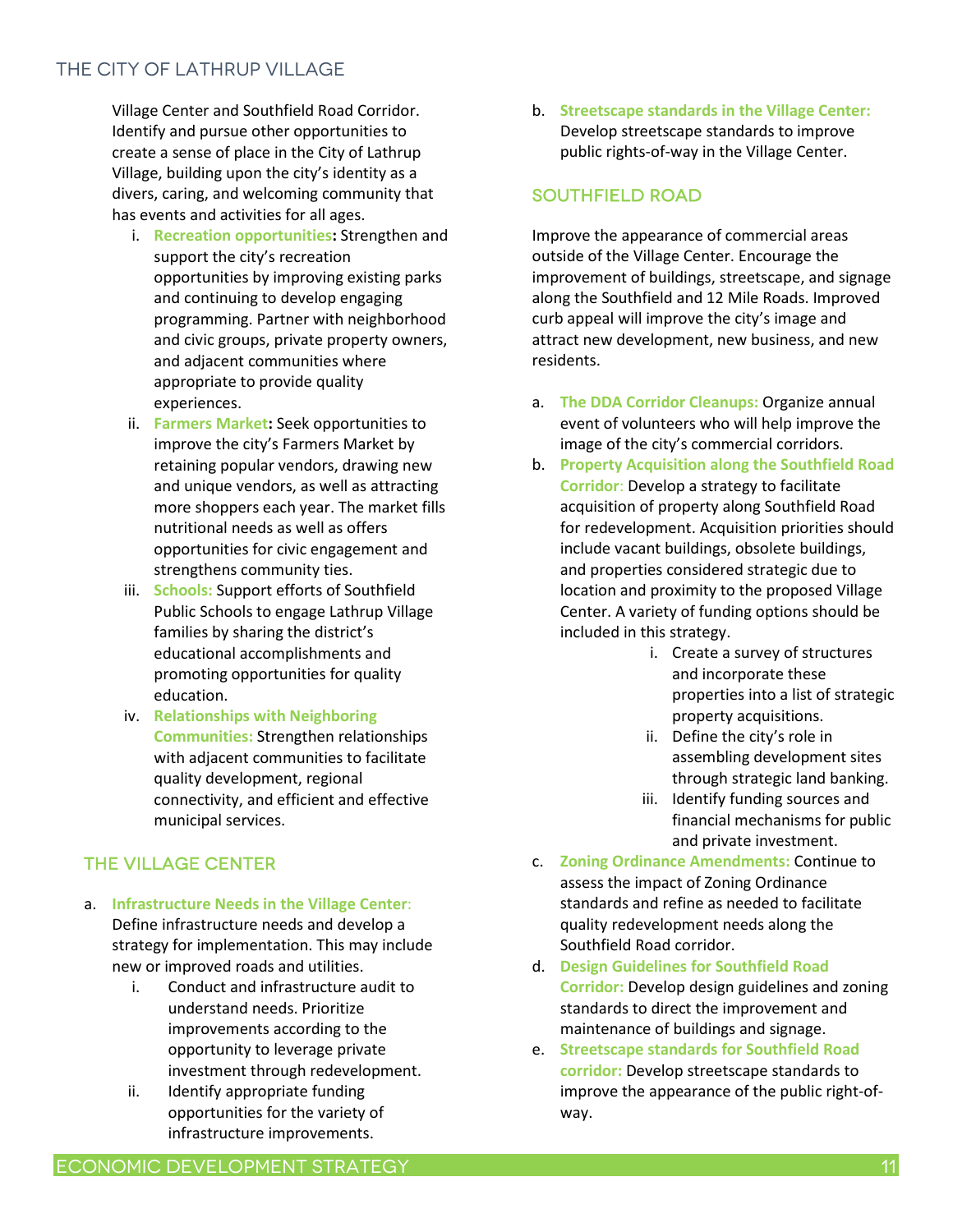Village Center and Southfield Road Corridor. Identify and pursue other opportunities to create a sense of place in the City of Lathrup Village, building upon the city's identity as a divers, caring, and welcoming community that has events and activities for all ages.

i. **Recreation opportunities:** Strengthen and support the city's recreation opportunities by improving existing parks and continuing to develop engaging programming. Partner with neighborhood and civic groups, private property owners, and adjacent communities where appropriate to provide quality experiences.
ii. **Farmers Market:** Seek opportunities to improve the city's Farmers Market by retaining popular vendors, drawing new and unique vendors, as well as attracting more shoppers each year. The market fills nutritional needs as well as offers opportunities for civic engagement and strengthens community ties.
iii. **Schools:** Support efforts of Southfield Public Schools to engage Lathrup Village families by sharing the district's educational accomplishments and promoting opportunities for quality education.
iv. **Relationships with Neighboring Communities:** Strengthen relationships with adjacent communities to facilitate quality development, regional connectivity, and efficient and effective municipal services.

## THE VILLAGE CENTER

a. **Infrastructure Needs in the Village Center:** Define infrastructure needs and develop a strategy for implementation. This may include new or improved roads and utilities.
   i. Conduct and infrastructure audit to understand needs. Prioritize improvements according to the opportunity to leverage private investment through redevelopment.
   ii. Identify appropriate funding opportunities for the variety of infrastructure improvements.
b. **Streetscape standards in the Village Center:** Develop streetscape standards to improve public rights-of-way in the Village Center.

## SOUTHFIELD ROAD

Improve the appearance of commercial areas outside of the Village Center. Encourage the improvement of buildings, streetscape, and signage along the Southfield and 12 Mile Roads. Improved curb appeal will improve the city's image and attract new development, new business, and new residents.

a. **The DDA Corridor Cleanups:** Organize annual event of volunteers who will help improve the image of the city's commercial corridors.
b. **Property Acquisition along the Southfield Road Corridor:** Develop a strategy to facilitate acquisition of property along Southfield Road for redevelopment. Acquisition priorities should include vacant buildings, obsolete buildings, and properties considered strategic due to location and proximity to the proposed Village Center. A variety of funding options should be included in this strategy.
   i. Create a survey of structures and incorporate these properties into a list of strategic property acquisitions.
   ii. Define the city's role in assembling development sites through strategic land banking.
   iii. Identify funding sources and financial mechanisms for public and private investment.
c. **Zoning Ordinance Amendments:** Continue to assess the impact of Zoning Ordinance standards and refine as needed to facilitate quality redevelopment needs along the Southfield Road corridor.
d. **Design Guidelines for Southfield Road Corridor:** Develop design guidelines and zoning standards to direct the improvement and maintenance of buildings and signage.
e. **Streetscape standards for Southfield Road corridor:** Develop streetscape standards to improve the appearance of the public right-of-way.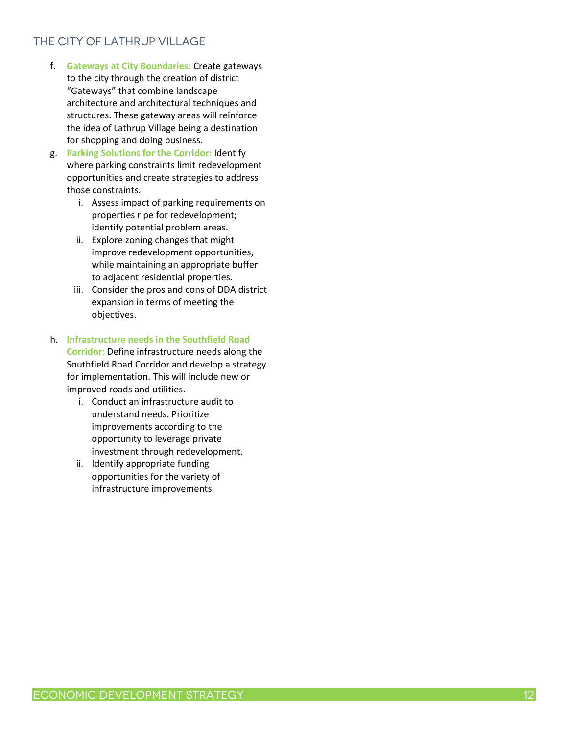f. **Gateways at City Boundaries:** Create gateways to the city through the creation of district "Gateways" that combine landscape architecture and architectural techniques and structures. These gateway areas will reinforce the idea of Lathrup Village being a destination for shopping and doing business.

g. **Parking Solutions for the Corridor:** Identify where parking constraints limit redevelopment opportunities and create strategies to address those constraints.

   i. Assess impact of parking requirements on properties ripe for redevelopment; identify potential problem areas.

   ii. Explore zoning changes that might improve redevelopment opportunities, while maintaining an appropriate buffer to adjacent residential properties.

   iii. Consider the pros and cons of DDA district expansion in terms of meeting the objectives.

h. **Infrastructure needs in the Southfield Road Corridor:** Define infrastructure needs along the Southfield Road Corridor and develop a strategy for implementation. This will include new or improved roads and utilities.

   i. Conduct an infrastructure audit to understand needs. Prioritize improvements according to the opportunity to leverage private investment through redevelopment.

   ii. Identify appropriate funding opportunities for the variety of infrastructure improvements.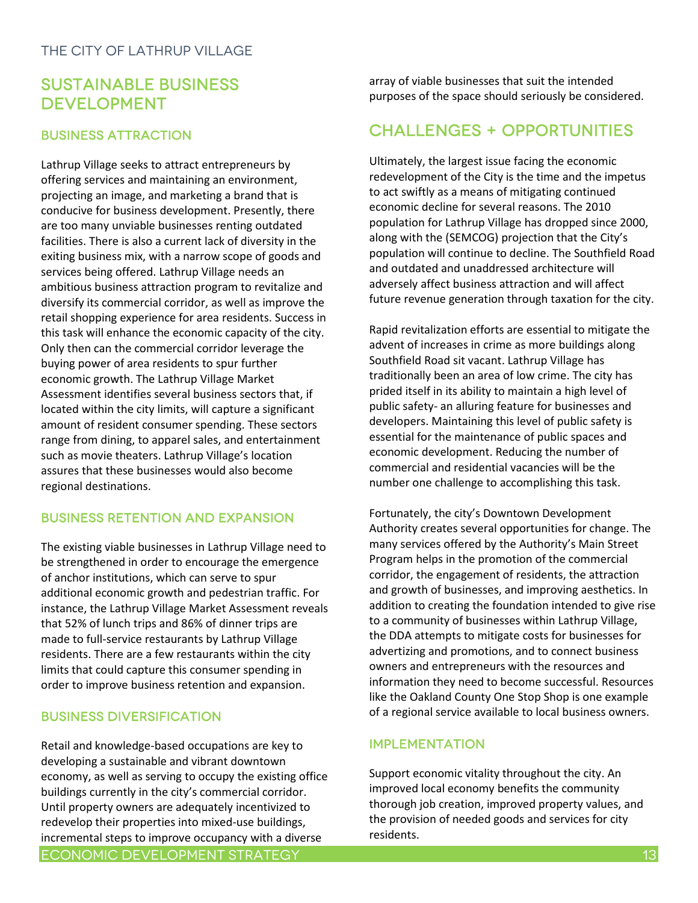## SUSTAINABLE BUSINESS DEVELOPMENT

### BUSINESS ATTRACTION

Lathrup Village seeks to attract entrepreneurs by offering services and maintaining an environment, projecting an image, and marketing a brand that is conducive for business development. Presently, there are too many unviable businesses renting outdated facilities. There is also a current lack of diversity in the exiting business mix, with a narrow scope of goods and services being offered. Lathrup Village needs an ambitious business attraction program to revitalize and diversify its commercial corridor, as well as improve the retail shopping experience for area residents. Success in this task will enhance the economic capacity of the city. Only then can the commercial corridor leverage the buying power of area residents to spur further economic growth. The Lathrup Village Market Assessment identifies several business sectors that, if located within the city limits, will capture a significant amount of resident consumer spending. These sectors range from dining, to apparel sales, and entertainment such as movie theaters. Lathrup Village's location assures that these businesses would also become regional destinations.

### BUSINESS RETENTION AND EXPANSION

The existing viable businesses in Lathrup Village need to be strengthened in order to encourage the emergence of anchor institutions, which can serve to spur additional economic growth and pedestrian traffic. For instance, the Lathrup Village Market Assessment reveals that 52% of lunch trips and 86% of dinner trips are made to full-service restaurants by Lathrup Village residents. There are a few restaurants within the city limits that could capture this consumer spending in order to improve business retention and expansion.

### BUSINESS DIVERSIFICATION

Retail and knowledge-based occupations are key to developing a sustainable and vibrant downtown economy, as well as serving to occupy the existing office buildings currently in the city's commercial corridor. Until property owners are adequately incentivized to redevelop their properties into mixed-use buildings, incremental steps to improve occupancy with a diverse array of viable businesses that suit the intended purposes of the space should seriously be considered.

## CHALLENGES + OPPORTUNITIES

Ultimately, the largest issue facing the economic redevelopment of the City is the time and the impetus to act swiftly as a means of mitigating continued economic decline for several reasons. The 2010 population for Lathrup Village has dropped since 2000, along with the (SEMCOG) projection that the City's population will continue to decline. The Southfield Road and outdated and unaddressed architecture will adversely affect business attraction and will affect future revenue generation through taxation for the city.

Rapid revitalization efforts are essential to mitigate the advent of increases in crime as more buildings along Southfield Road sit vacant. Lathrup Village has traditionally been an area of low crime. The city has prided itself in its ability to maintain a high level of public safety- an alluring feature for businesses and developers. Maintaining this level of public safety is essential for the maintenance of public spaces and economic development. Reducing the number of commercial and residential vacancies will be the number one challenge to accomplishing this task.

Fortunately, the city's Downtown Development Authority creates several opportunities for change. The many services offered by the Authority's Main Street Program helps in the promotion of the commercial corridor, the engagement of residents, the attraction and growth of businesses, and improving aesthetics. In addition to creating the foundation intended to give rise to a community of businesses within Lathrup Village, the DDA attempts to mitigate costs for businesses for advertizing and promotions, and to connect business owners and entrepreneurs with the resources and information they need to become successful. Resources like the Oakland County One Stop Shop is one example of a regional service available to local business owners.

### IMPLEMENTATION

Support economic vitality throughout the city. An improved local economy benefits the community thorough job creation, improved property values, and the provision of needed goods and services for city residents.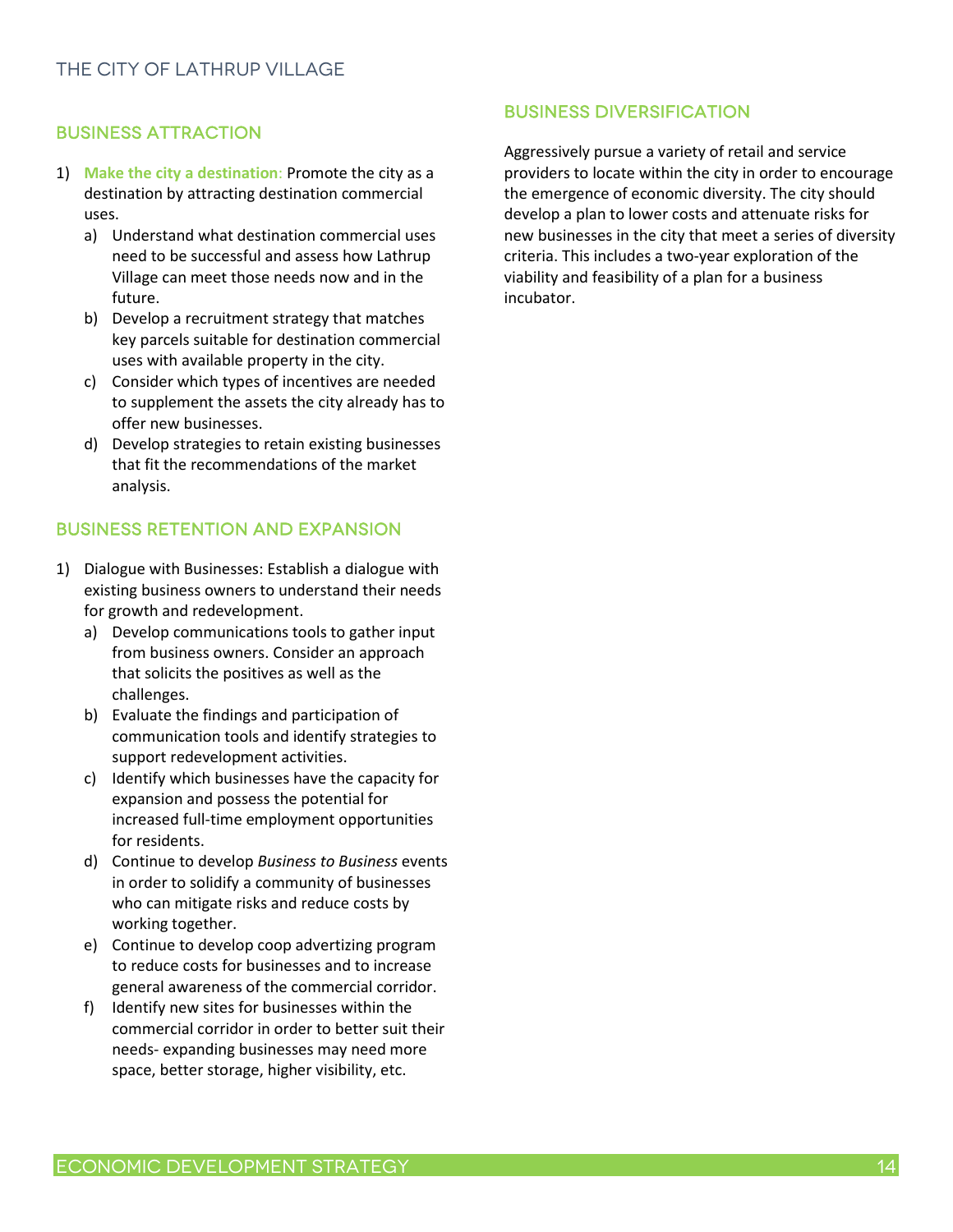## BUSINESS ATTRACTION

1) **Make the city a destination**: Promote the city as a destination by attracting destination commercial uses.
   a) Understand what destination commercial uses need to be successful and assess how Lathrup Village can meet those needs now and in the future.
   b) Develop a recruitment strategy that matches key parcels suitable for destination commercial uses with available property in the city.
   c) Consider which types of incentives are needed to supplement the assets the city already has to offer new businesses.
   d) Develop strategies to retain existing businesses that fit the recommendations of the market analysis.

## BUSINESS RETENTION AND EXPANSION

1) Dialogue with Businesses: Establish a dialogue with existing business owners to understand their needs for growth and redevelopment.
   a) Develop communications tools to gather input from business owners. Consider an approach that solicits the positives as well as the challenges.
   b) Evaluate the findings and participation of communication tools and identify strategies to support redevelopment activities.
   c) Identify which businesses have the capacity for expansion and possess the potential for increased full-time employment opportunities for residents.
   d) Continue to develop *Business to Business* events in order to solidify a community of businesses who can mitigate risks and reduce costs by working together.
   e) Continue to develop coop advertizing program to reduce costs for businesses and to increase general awareness of the commercial corridor.
   f) Identify new sites for businesses within the commercial corridor in order to better suit their needs- expanding businesses may need more space, better storage, higher visibility, etc.

## BUSINESS DIVERSIFICATION

Aggressively pursue a variety of retail and service providers to locate within the city in order to encourage the emergence of economic diversity. The city should develop a plan to lower costs and attenuate risks for new businesses in the city that meet a series of diversity criteria. This includes a two-year exploration of the viability and feasibility of a plan for a business incubator.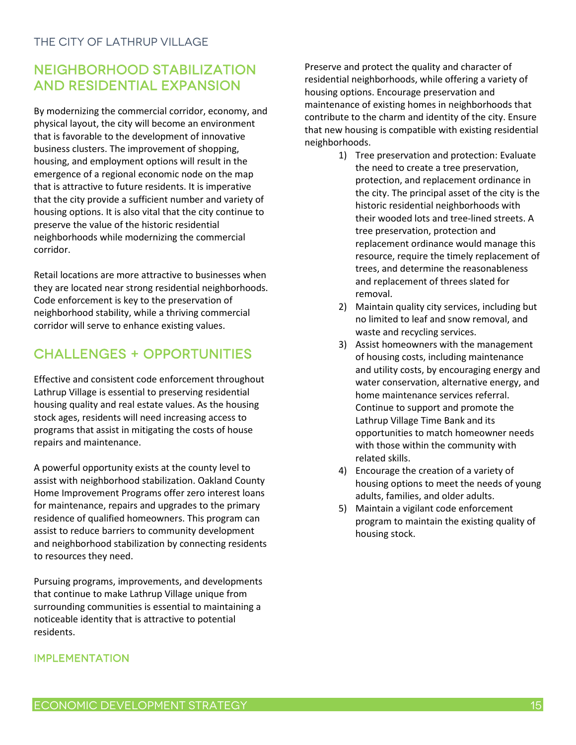## NEIGHBORHOOD STABILIZATION AND RESIDENTIAL EXPANSION

By modernizing the commercial corridor, economy, and physical layout, the city will become an environment that is favorable to the development of innovative business clusters. The improvement of shopping, housing, and employment options will result in the emergence of a regional economic node on the map that is attractive to future residents. It is imperative that the city provide a sufficient number and variety of housing options. It is also vital that the city continue to preserve the value of the historic residential neighborhoods while modernizing the commercial corridor.

Retail locations are more attractive to businesses when they are located near strong residential neighborhoods. Code enforcement is key to the preservation of neighborhood stability, while a thriving commercial corridor will serve to enhance existing values.

## CHALLENGES + OPPORTUNITIES

Effective and consistent code enforcement throughout Lathrup Village is essential to preserving residential housing quality and real estate values. As the housing stock ages, residents will need increasing access to programs that assist in mitigating the costs of house repairs and maintenance.

A powerful opportunity exists at the county level to assist with neighborhood stabilization. Oakland County Home Improvement Programs offer zero interest loans for maintenance, repairs and upgrades to the primary residence of qualified homeowners. This program can assist to reduce barriers to community development and neighborhood stabilization by connecting residents to resources they need.

Pursuing programs, improvements, and developments that continue to make Lathrup Village unique from surrounding communities is essential to maintaining a noticeable identity that is attractive to potential residents.

### IMPLEMENTATION

Preserve and protect the quality and character of residential neighborhoods, while offering a variety of housing options. Encourage preservation and maintenance of existing homes in neighborhoods that contribute to the charm and identity of the city. Ensure that new housing is compatible with existing residential neighborhoods.

1) Tree preservation and protection: Evaluate the need to create a tree preservation, protection, and replacement ordinance in the city. The principal asset of the city is the historic residential neighborhoods with their wooded lots and tree-lined streets. A tree preservation, protection and replacement ordinance would manage this resource, require the timely replacement of trees, and determine the reasonableness and replacement of threes slated for removal.
2) Maintain quality city services, including but no limited to leaf and snow removal, and waste and recycling services.
3) Assist homeowners with the management of housing costs, including maintenance and utility costs, by encouraging energy and water conservation, alternative energy, and home maintenance services referral. Continue to support and promote the Lathrup Village Time Bank and its opportunities to match homeowner needs with those within the community with related skills.
4) Encourage the creation of a variety of housing options to meet the needs of young adults, families, and older adults.
5) Maintain a vigilant code enforcement program to maintain the existing quality of housing stock.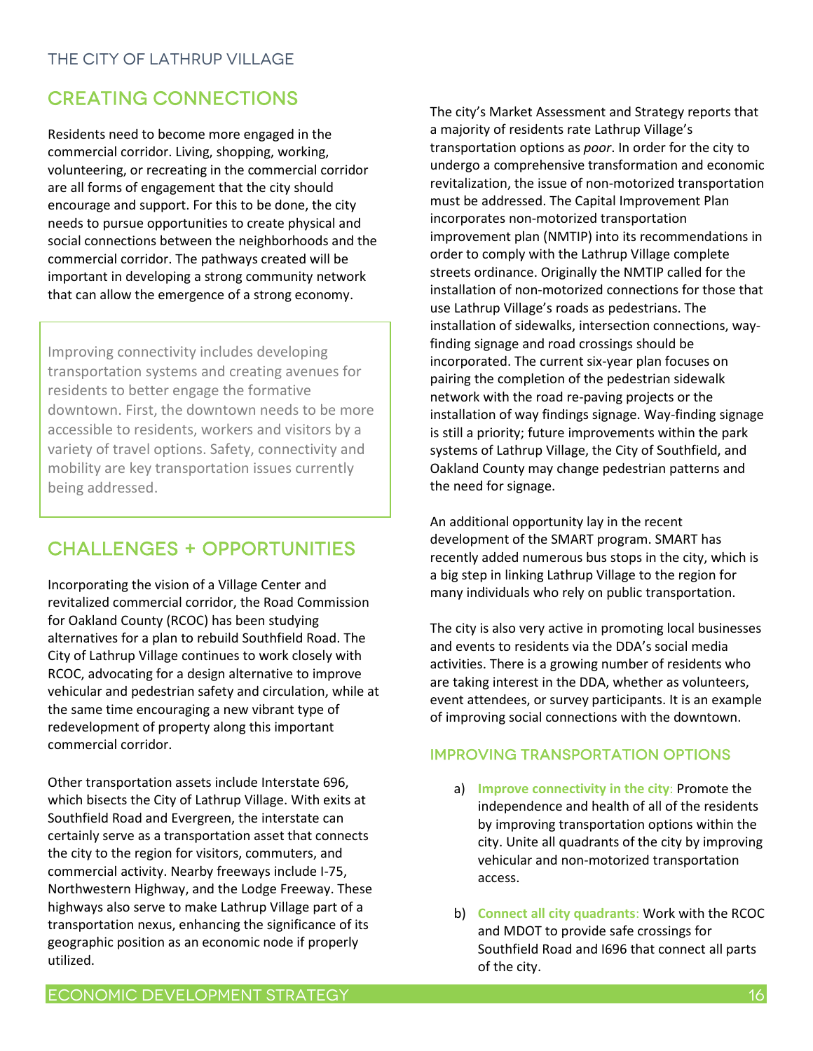## CREATING CONNECTIONS

Residents need to become more engaged in the commercial corridor. Living, shopping, working, volunteering, or recreating in the commercial corridor are all forms of engagement that the city should encourage and support. For this to be done, the city needs to pursue opportunities to create physical and social connections between the neighborhoods and the commercial corridor. The pathways created will be important in developing a strong community network that can allow the emergence of a strong economy.

> Improving connectivity includes developing transportation systems and creating avenues for residents to better engage the formative downtown. First, the downtown needs to be more accessible to residents, workers and visitors by a variety of travel options. Safety, connectivity and mobility are key transportation issues currently being addressed.

## CHALLENGES + OPPORTUNITIES

Incorporating the vision of a Village Center and revitalized commercial corridor, the Road Commission for Oakland County (RCOC) has been studying alternatives for a plan to rebuild Southfield Road. The City of Lathrup Village continues to work closely with RCOC, advocating for a design alternative to improve vehicular and pedestrian safety and circulation, while at the same time encouraging a new vibrant type of redevelopment of property along this important commercial corridor.

Other transportation assets include Interstate 696, which bisects the City of Lathrup Village. With exits at Southfield Road and Evergreen, the interstate can certainly serve as a transportation asset that connects the city to the region for visitors, commuters, and commercial activity. Nearby freeways include I-75, Northwestern Highway, and the Lodge Freeway. These highways also serve to make Lathrup Village part of a transportation nexus, enhancing the significance of its geographic position as an economic node if properly utilized.

The city's Market Assessment and Strategy reports that a majority of residents rate Lathrup Village's transportation options as *poor*. In order for the city to undergo a comprehensive transformation and economic revitalization, the issue of non-motorized transportation must be addressed. The Capital Improvement Plan incorporates non-motorized transportation improvement plan (NMTIP) into its recommendations in order to comply with the Lathrup Village complete streets ordinance. Originally the NMTIP called for the installation of non-motorized connections for those that use Lathrup Village's roads as pedestrians. The installation of sidewalks, intersection connections, way-finding signage and road crossings should be incorporated. The current six-year plan focuses on pairing the completion of the pedestrian sidewalk network with the road re-paving projects or the installation of way findings signage. Way-finding signage is still a priority; future improvements within the park systems of Lathrup Village, the City of Southfield, and Oakland County may change pedestrian patterns and the need for signage.

An additional opportunity lay in the recent development of the SMART program. SMART has recently added numerous bus stops in the city, which is a big step in linking Lathrup Village to the region for many individuals who rely on public transportation.

The city is also very active in promoting local businesses and events to residents via the DDA's social media activities. There is a growing number of residents who are taking interest in the DDA, whether as volunteers, event attendees, or survey participants. It is an example of improving social connections with the downtown.

### IMPROVING TRANSPORTATION OPTIONS

a) **Improve connectivity in the city**: Promote the independence and health of all of the residents by improving transportation options within the city. Unite all quadrants of the city by improving vehicular and non-motorized transportation access.

b) **Connect all city quadrants**: Work with the RCOC and MDOT to provide safe crossings for Southfield Road and I696 that connect all parts of the city.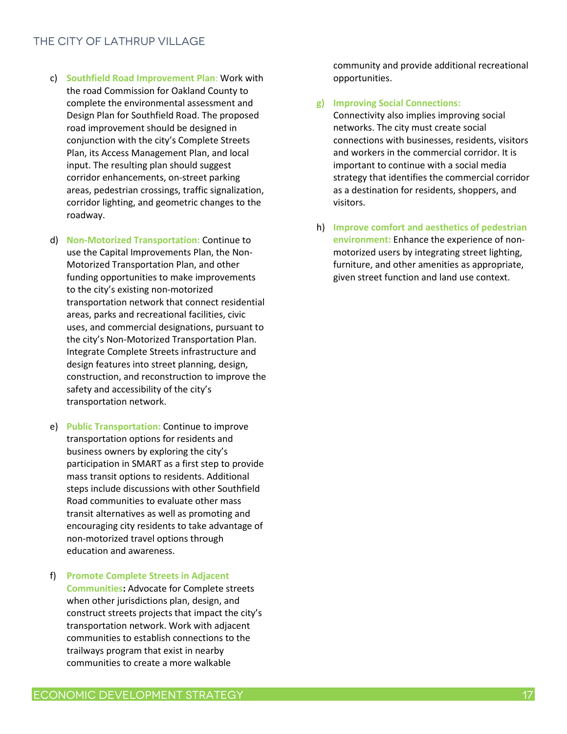c) **Southfield Road Improvement Plan**: Work with the road Commission for Oakland County to complete the environmental assessment and Design Plan for Southfield Road. The proposed road improvement should be designed in conjunction with the city's Complete Streets Plan, its Access Management Plan, and local input. The resulting plan should suggest corridor enhancements, on-street parking areas, pedestrian crossings, traffic signalization, corridor lighting, and geometric changes to the roadway.

d) **Non-Motorized Transportation:** Continue to use the Capital Improvements Plan, the Non-Motorized Transportation Plan, and other funding opportunities to make improvements to the city's existing non-motorized transportation network that connect residential areas, parks and recreational facilities, civic uses, and commercial designations, pursuant to the city's Non-Motorized Transportation Plan. Integrate Complete Streets infrastructure and design features into street planning, design, construction, and reconstruction to improve the safety and accessibility of the city's transportation network.

e) **Public Transportation:** Continue to improve transportation options for residents and business owners by exploring the city's participation in SMART as a first step to provide mass transit options to residents. Additional steps include discussions with other Southfield Road communities to evaluate other mass transit alternatives as well as promoting and encouraging city residents to take advantage of non-motorized travel options through education and awareness.

f) **Promote Complete Streets in Adjacent Communities:** Advocate for Complete streets when other jurisdictions plan, design, and construct streets projects that impact the city's transportation network. Work with adjacent communities to establish connections to the trailways program that exist in nearby communities to create a more walkable community and provide additional recreational opportunities.

g) **Improving Social Connections:** Connectivity also implies improving social networks. The city must create social connections with businesses, residents, visitors and workers in the commercial corridor. It is important to continue with a social media strategy that identifies the commercial corridor as a destination for residents, shoppers, and visitors.

h) **Improve comfort and aesthetics of pedestrian environment:** Enhance the experience of non-motorized users by integrating street lighting, furniture, and other amenities as appropriate, given street function and land use context.